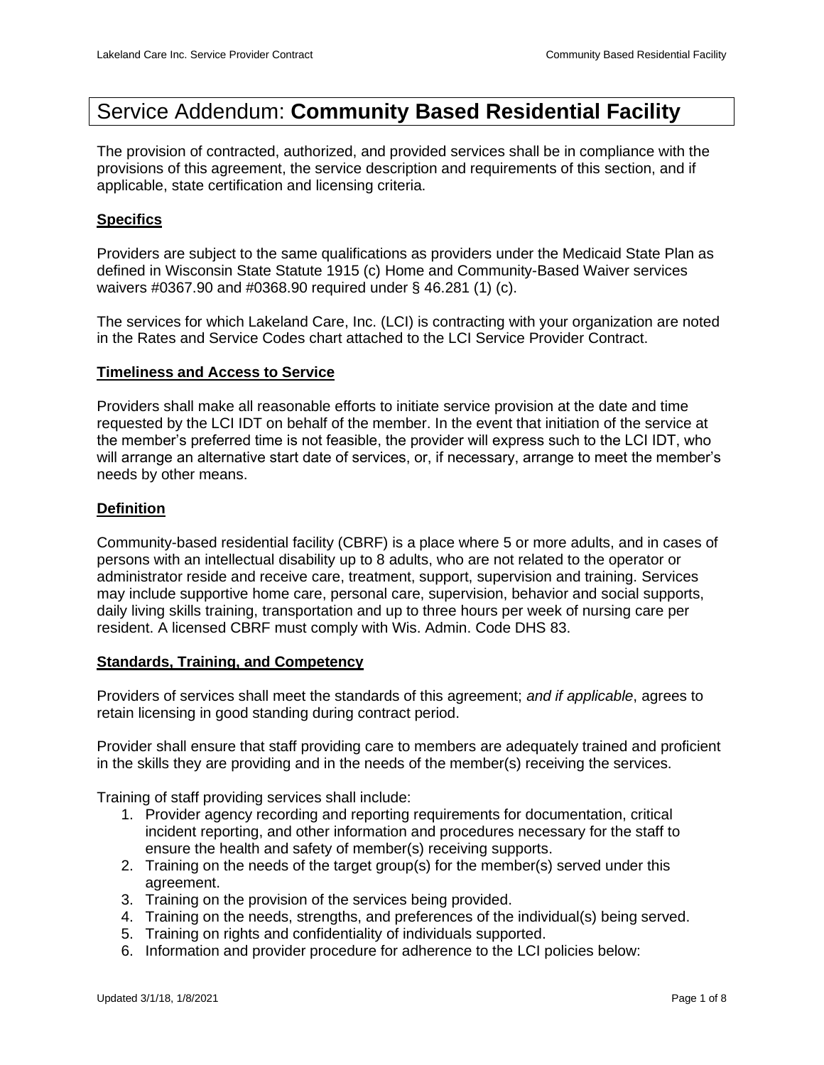# Service Addendum: **Community Based Residential Facility**

The provision of contracted, authorized, and provided services shall be in compliance with the provisions of this agreement, the service description and requirements of this section, and if applicable, state certification and licensing criteria.

## Specifics

Providers are subject to the same qualifications as providers under the Medicaid State Plan as defined in Wisconsin State Statute 1915 (c) Home and Community-Based Waiver services waivers #0367.90 and #0368.90 required under § 46.281 (1) (c).

The services for which Lakeland Care, Inc. (LCI) is contracting with your organization are noted in the Rates and Service Codes chart attached to the LCI Service Provider Contract.

## Timeliness and Access to Service

Providers shall make all reasonable efforts to initiate service provision at the date and time requested by the LCI IDT on behalf of the member. In the event that initiation of the service at the member's preferred time is not feasible, the provider will express such to the LCI IDT, who will arrange an alternative start date of services, or, if necessary, arrange to meet the member's needs by other means.

## Definition

Community-based residential facility (CBRF) is a place where 5 or more adults, and in cases of persons with an intellectual disability up to 8 adults, who are not related to the operator or administrator reside and receive care, treatment, support, supervision and training. Services may include supportive home care, personal care, supervision, behavior and social supports, daily living skills training, transportation and up to three hours per week of nursing care per resident. A licensed CBRF must comply with Wis. Admin. Code DHS 83.

## Standards, Training, and Competency

Providers of services shall meet the standards of this agreement; *and if applicable*, agrees to retain licensing in good standing during contract period.

Provider shall ensure that staff providing care to members are adequately trained and proficient in the skills they are providing and in the needs of the member(s) receiving the services.

Training of staff providing services shall include:

1. Provider agency recording and reporting requirements for documentation, critical incident reporting, and other information and procedures necessary for the staff to ensure the health and safety of member(s) receiving supports.
2. Training on the needs of the target group(s) for the member(s) served under this agreement.
3. Training on the provision of the services being provided.
4. Training on the needs, strengths, and preferences of the individual(s) being served.
5. Training on rights and confidentiality of individuals supported.
6. Information and provider procedure for adherence to the LCI policies below: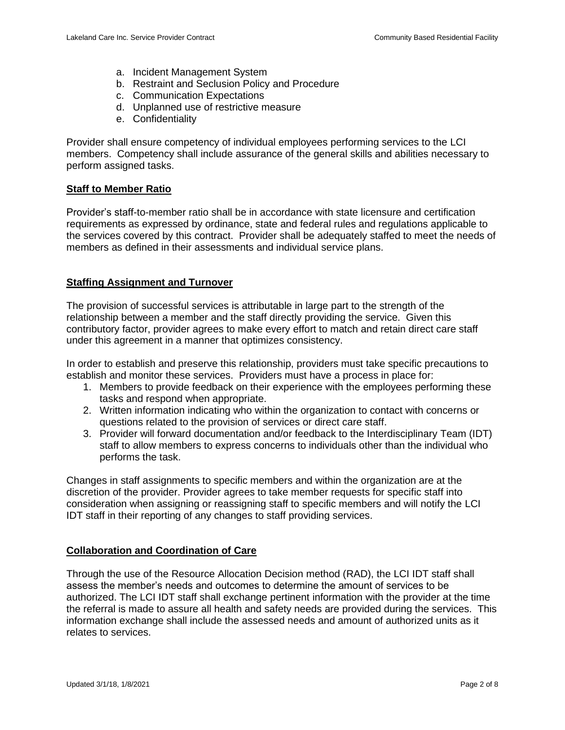a. Incident Management System
b. Restraint and Seclusion Policy and Procedure
c. Communication Expectations
d. Unplanned use of restrictive measure
e. Confidentiality

Provider shall ensure competency of individual employees performing services to the LCI members. Competency shall include assurance of the general skills and abilities necessary to perform assigned tasks.

**Staff to Member Ratio**

Provider's staff-to-member ratio shall be in accordance with state licensure and certification requirements as expressed by ordinance, state and federal rules and regulations applicable to the services covered by this contract. Provider shall be adequately staffed to meet the needs of members as defined in their assessments and individual service plans.

**Staffing Assignment and Turnover**

The provision of successful services is attributable in large part to the strength of the relationship between a member and the staff directly providing the service. Given this contributory factor, provider agrees to make every effort to match and retain direct care staff under this agreement in a manner that optimizes consistency.

In order to establish and preserve this relationship, providers must take specific precautions to establish and monitor these services. Providers must have a process in place for:

1. Members to provide feedback on their experience with the employees performing these tasks and respond when appropriate.
2. Written information indicating who within the organization to contact with concerns or questions related to the provision of services or direct care staff.
3. Provider will forward documentation and/or feedback to the Interdisciplinary Team (IDT) staff to allow members to express concerns to individuals other than the individual who performs the task.

Changes in staff assignments to specific members and within the organization are at the discretion of the provider. Provider agrees to take member requests for specific staff into consideration when assigning or reassigning staff to specific members and will notify the LCI IDT staff in their reporting of any changes to staff providing services.

**Collaboration and Coordination of Care**

Through the use of the Resource Allocation Decision method (RAD), the LCI IDT staff shall assess the member's needs and outcomes to determine the amount of services to be authorized. The LCI IDT staff shall exchange pertinent information with the provider at the time the referral is made to assure all health and safety needs are provided during the services. This information exchange shall include the assessed needs and amount of authorized units as it relates to services.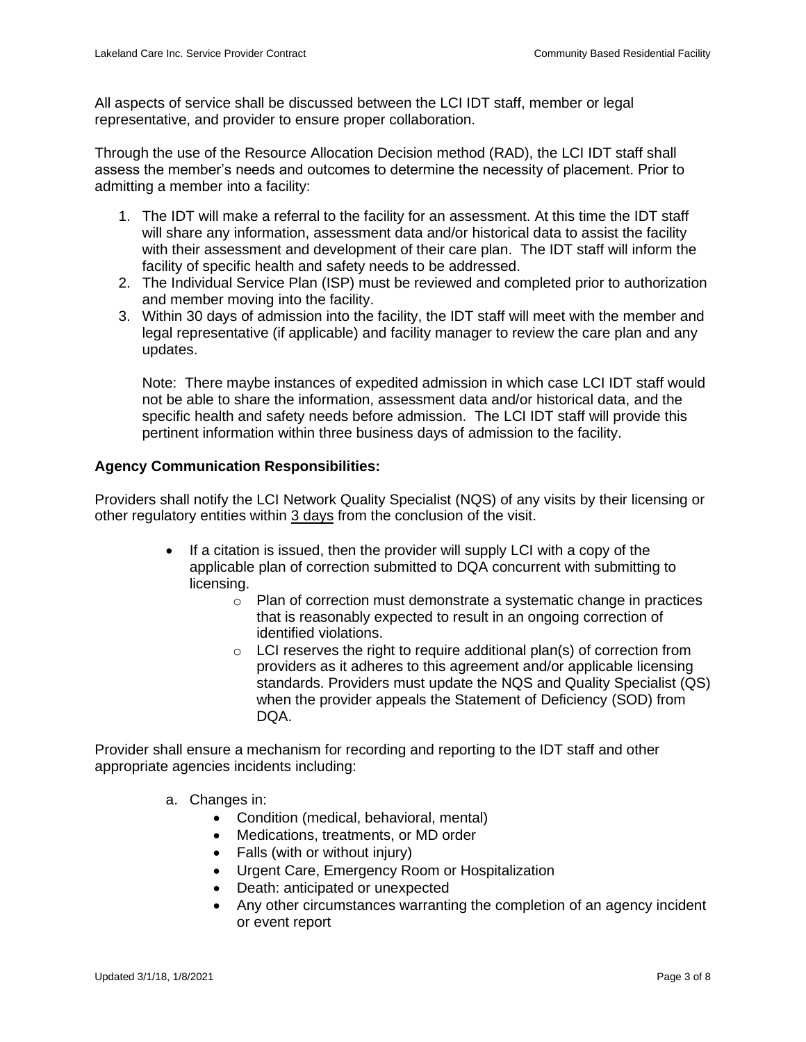All aspects of service shall be discussed between the LCI IDT staff, member or legal representative, and provider to ensure proper collaboration.

Through the use of the Resource Allocation Decision method (RAD), the LCI IDT staff shall assess the member's needs and outcomes to determine the necessity of placement. Prior to admitting a member into a facility:

1. The IDT will make a referral to the facility for an assessment. At this time the IDT staff will share any information, assessment data and/or historical data to assist the facility with their assessment and development of their care plan. The IDT staff will inform the facility of specific health and safety needs to be addressed.
2. The Individual Service Plan (ISP) must be reviewed and completed prior to authorization and member moving into the facility.
3. Within 30 days of admission into the facility, the IDT staff will meet with the member and legal representative (if applicable) and facility manager to review the care plan and any updates.

   Note: There maybe instances of expedited admission in which case LCI IDT staff would not be able to share the information, assessment data and/or historical data, and the specific health and safety needs before admission. The LCI IDT staff will provide this pertinent information within three business days of admission to the facility.

**Agency Communication Responsibilities:**

Providers shall notify the LCI Network Quality Specialist (NQS) of any visits by their licensing or other regulatory entities within <u>3 days</u> from the conclusion of the visit.

- If a citation is issued, then the provider will supply LCI with a copy of the applicable plan of correction submitted to DQA concurrent with submitting to licensing.
  - Plan of correction must demonstrate a systematic change in practices that is reasonably expected to result in an ongoing correction of identified violations.
  - LCI reserves the right to require additional plan(s) of correction from providers as it adheres to this agreement and/or applicable licensing standards. Providers must update the NQS and Quality Specialist (QS) when the provider appeals the Statement of Deficiency (SOD) from DQA.

Provider shall ensure a mechanism for recording and reporting to the IDT staff and other appropriate agencies incidents including:

a. Changes in:
   - Condition (medical, behavioral, mental)
   - Medications, treatments, or MD order
   - Falls (with or without injury)
   - Urgent Care, Emergency Room or Hospitalization
   - Death: anticipated or unexpected
   - Any other circumstances warranting the completion of an agency incident or event report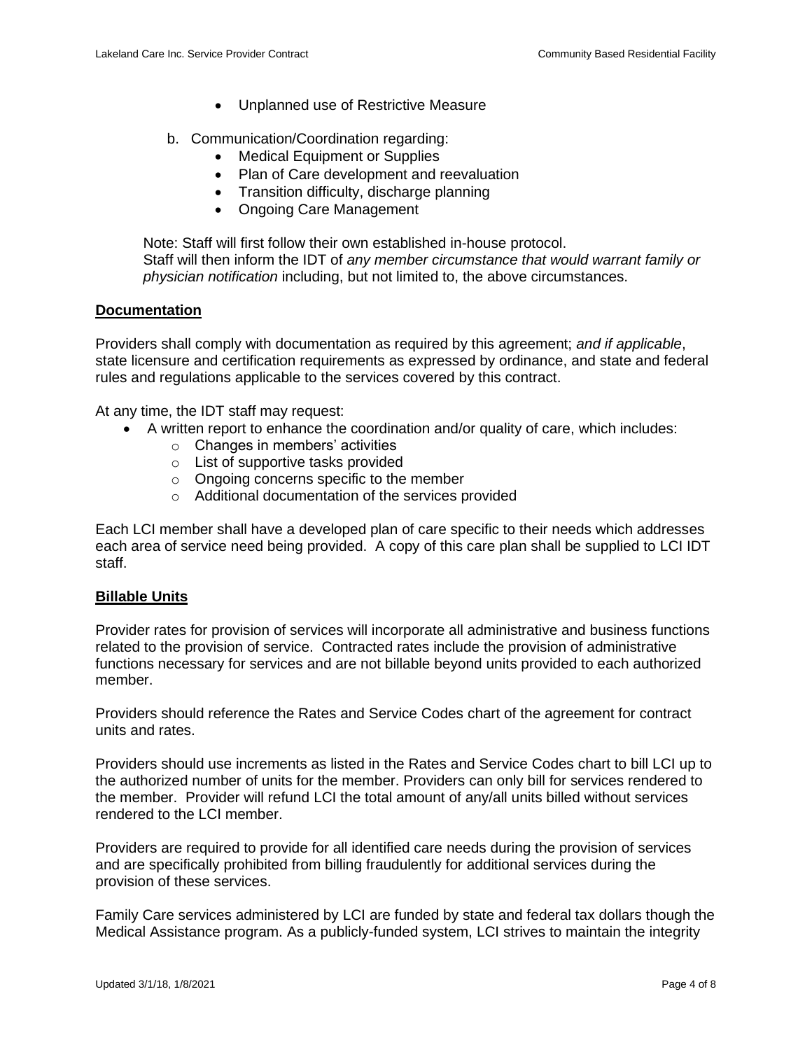- Unplanned use of Restrictive Measure

b. Communication/Coordination regarding:
   - Medical Equipment or Supplies
   - Plan of Care development and reevaluation
   - Transition difficulty, discharge planning
   - Ongoing Care Management

Note: Staff will first follow their own established in-house protocol.
Staff will then inform the IDT of *any member circumstance that would warrant family or physician notification* including, but not limited to, the above circumstances.

**Documentation**

Providers shall comply with documentation as required by this agreement; *and if applicable*, state licensure and certification requirements as expressed by ordinance, and state and federal rules and regulations applicable to the services covered by this contract.

At any time, the IDT staff may request:

- A written report to enhance the coordination and/or quality of care, which includes:
  - Changes in members' activities
  - List of supportive tasks provided
  - Ongoing concerns specific to the member
  - Additional documentation of the services provided

Each LCI member shall have a developed plan of care specific to their needs which addresses each area of service need being provided. A copy of this care plan shall be supplied to LCI IDT staff.

**Billable Units**

Provider rates for provision of services will incorporate all administrative and business functions related to the provision of service. Contracted rates include the provision of administrative functions necessary for services and are not billable beyond units provided to each authorized member.

Providers should reference the Rates and Service Codes chart of the agreement for contract units and rates.

Providers should use increments as listed in the Rates and Service Codes chart to bill LCI up to the authorized number of units for the member. Providers can only bill for services rendered to the member. Provider will refund LCI the total amount of any/all units billed without services rendered to the LCI member.

Providers are required to provide for all identified care needs during the provision of services and are specifically prohibited from billing fraudulently for additional services during the provision of these services.

Family Care services administered by LCI are funded by state and federal tax dollars though the Medical Assistance program. As a publicly-funded system, LCI strives to maintain the integrity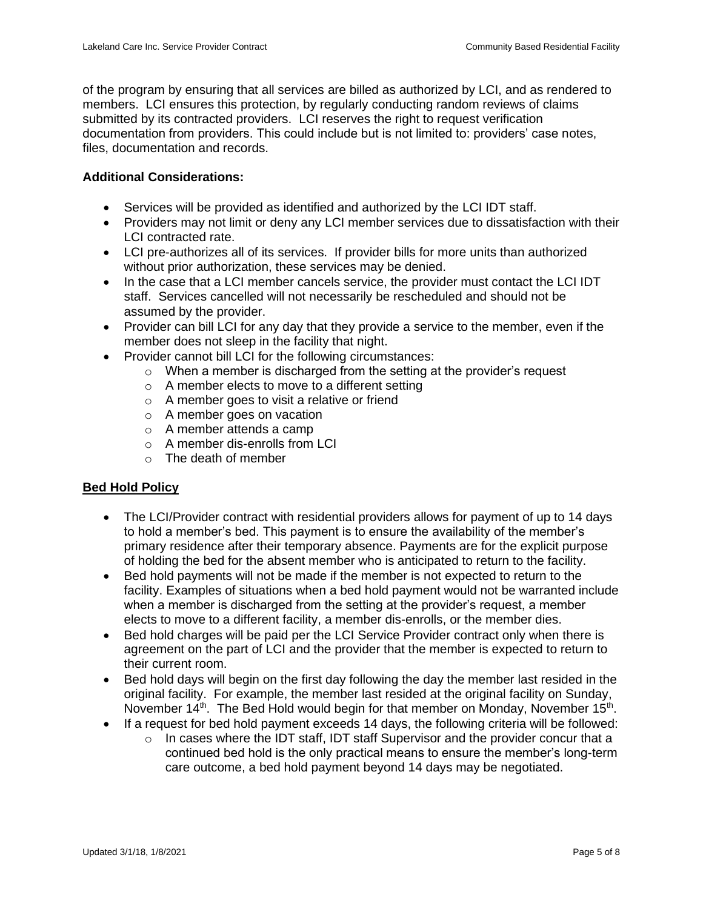of the program by ensuring that all services are billed as authorized by LCI, and as rendered to members. LCI ensures this protection, by regularly conducting random reviews of claims submitted by its contracted providers. LCI reserves the right to request verification documentation from providers. This could include but is not limited to: providers' case notes, files, documentation and records.

**Additional Considerations:**

- Services will be provided as identified and authorized by the LCI IDT staff.
- Providers may not limit or deny any LCI member services due to dissatisfaction with their LCI contracted rate.
- LCI pre-authorizes all of its services. If provider bills for more units than authorized without prior authorization, these services may be denied.
- In the case that a LCI member cancels service, the provider must contact the LCI IDT staff. Services cancelled will not necessarily be rescheduled and should not be assumed by the provider.
- Provider can bill LCI for any day that they provide a service to the member, even if the member does not sleep in the facility that night.
- Provider cannot bill LCI for the following circumstances:
    - When a member is discharged from the setting at the provider's request
    - A member elects to move to a different setting
    - A member goes to visit a relative or friend
    - A member goes on vacation
    - A member attends a camp
    - A member dis-enrolls from LCI
    - The death of member

**<u>Bed Hold Policy</u>**

- The LCI/Provider contract with residential providers allows for payment of up to 14 days to hold a member's bed. This payment is to ensure the availability of the member's primary residence after their temporary absence. Payments are for the explicit purpose of holding the bed for the absent member who is anticipated to return to the facility.
- Bed hold payments will not be made if the member is not expected to return to the facility. Examples of situations when a bed hold payment would not be warranted include when a member is discharged from the setting at the provider's request, a member elects to move to a different facility, a member dis-enrolls, or the member dies.
- Bed hold charges will be paid per the LCI Service Provider contract only when there is agreement on the part of LCI and the provider that the member is expected to return to their current room.
- Bed hold days will begin on the first day following the day the member last resided in the original facility. For example, the member last resided at the original facility on Sunday, November 14th. The Bed Hold would begin for that member on Monday, November 15th.
- If a request for bed hold payment exceeds 14 days, the following criteria will be followed:
    - In cases where the IDT staff, IDT staff Supervisor and the provider concur that a continued bed hold is the only practical means to ensure the member's long-term care outcome, a bed hold payment beyond 14 days may be negotiated.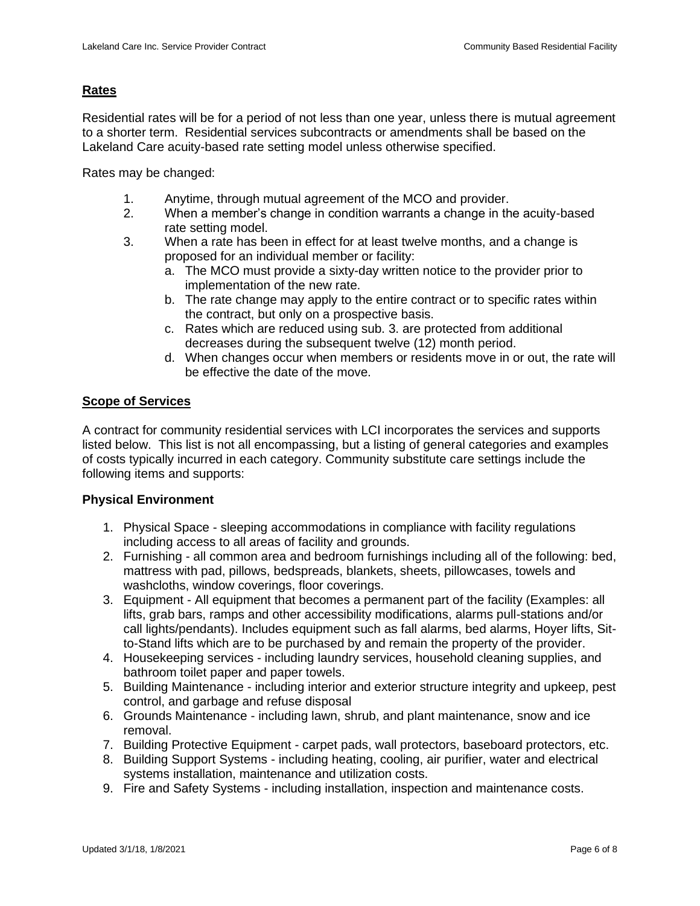## Rates

Residential rates will be for a period of not less than one year, unless there is mutual agreement to a shorter term. Residential services subcontracts or amendments shall be based on the Lakeland Care acuity-based rate setting model unless otherwise specified.

Rates may be changed:

1. Anytime, through mutual agreement of the MCO and provider.
2. When a member's change in condition warrants a change in the acuity-based rate setting model.
3. When a rate has been in effect for at least twelve months, and a change is proposed for an individual member or facility:
   a. The MCO must provide a sixty-day written notice to the provider prior to implementation of the new rate.
   b. The rate change may apply to the entire contract or to specific rates within the contract, but only on a prospective basis.
   c. Rates which are reduced using sub. 3. are protected from additional decreases during the subsequent twelve (12) month period.
   d. When changes occur when members or residents move in or out, the rate will be effective the date of the move.

## Scope of Services

A contract for community residential services with LCI incorporates the services and supports listed below. This list is not all encompassing, but a listing of general categories and examples of costs typically incurred in each category. Community substitute care settings include the following items and supports:

### Physical Environment

1. Physical Space - sleeping accommodations in compliance with facility regulations including access to all areas of facility and grounds.
2. Furnishing - all common area and bedroom furnishings including all of the following: bed, mattress with pad, pillows, bedspreads, blankets, sheets, pillowcases, towels and washcloths, window coverings, floor coverings.
3. Equipment - All equipment that becomes a permanent part of the facility (Examples: all lifts, grab bars, ramps and other accessibility modifications, alarms pull-stations and/or call lights/pendants). Includes equipment such as fall alarms, bed alarms, Hoyer lifts, Sit-to-Stand lifts which are to be purchased by and remain the property of the provider.
4. Housekeeping services - including laundry services, household cleaning supplies, and bathroom toilet paper and paper towels.
5. Building Maintenance - including interior and exterior structure integrity and upkeep, pest control, and garbage and refuse disposal
6. Grounds Maintenance - including lawn, shrub, and plant maintenance, snow and ice removal.
7. Building Protective Equipment - carpet pads, wall protectors, baseboard protectors, etc.
8. Building Support Systems - including heating, cooling, air purifier, water and electrical systems installation, maintenance and utilization costs.
9. Fire and Safety Systems - including installation, inspection and maintenance costs.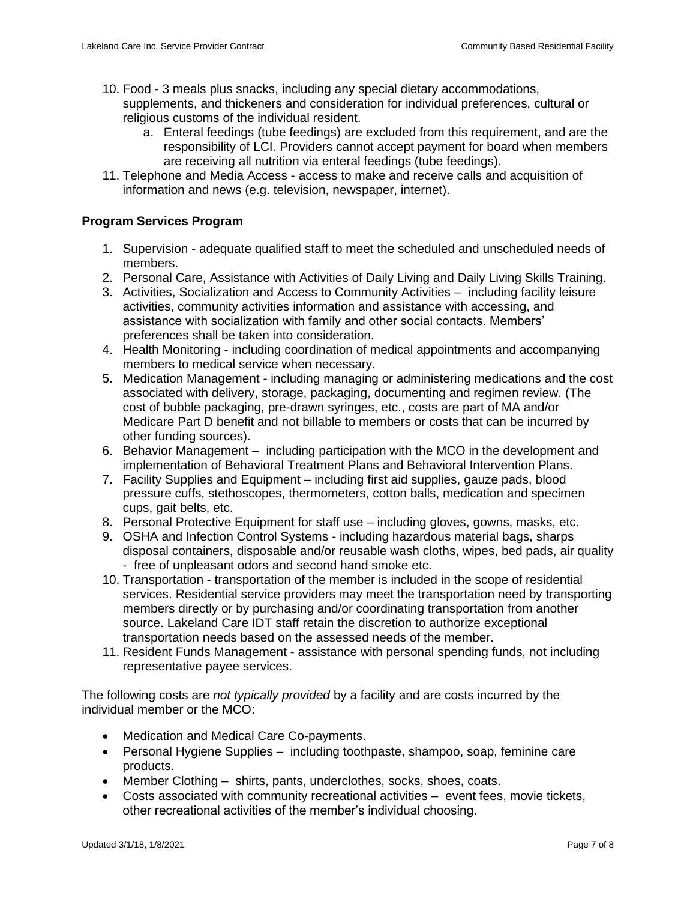10. Food - 3 meals plus snacks, including any special dietary accommodations, supplements, and thickeners and consideration for individual preferences, cultural or religious customs of the individual resident.
    a. Enteral feedings (tube feedings) are excluded from this requirement, and are the responsibility of LCI. Providers cannot accept payment for board when members are receiving all nutrition via enteral feedings (tube feedings).
11. Telephone and Media Access - access to make and receive calls and acquisition of information and news (e.g. television, newspaper, internet).

**Program Services Program**

1. Supervision - adequate qualified staff to meet the scheduled and unscheduled needs of members.
2. Personal Care, Assistance with Activities of Daily Living and Daily Living Skills Training.
3. Activities, Socialization and Access to Community Activities – including facility leisure activities, community activities information and assistance with accessing, and assistance with socialization with family and other social contacts. Members' preferences shall be taken into consideration.
4. Health Monitoring - including coordination of medical appointments and accompanying members to medical service when necessary.
5. Medication Management - including managing or administering medications and the cost associated with delivery, storage, packaging, documenting and regimen review. (The cost of bubble packaging, pre-drawn syringes, etc., costs are part of MA and/or Medicare Part D benefit and not billable to members or costs that can be incurred by other funding sources).
6. Behavior Management – including participation with the MCO in the development and implementation of Behavioral Treatment Plans and Behavioral Intervention Plans.
7. Facility Supplies and Equipment – including first aid supplies, gauze pads, blood pressure cuffs, stethoscopes, thermometers, cotton balls, medication and specimen cups, gait belts, etc.
8. Personal Protective Equipment for staff use – including gloves, gowns, masks, etc.
9. OSHA and Infection Control Systems - including hazardous material bags, sharps disposal containers, disposable and/or reusable wash cloths, wipes, bed pads, air quality - free of unpleasant odors and second hand smoke etc.
10. Transportation - transportation of the member is included in the scope of residential services. Residential service providers may meet the transportation need by transporting members directly or by purchasing and/or coordinating transportation from another source. Lakeland Care IDT staff retain the discretion to authorize exceptional transportation needs based on the assessed needs of the member.
11. Resident Funds Management - assistance with personal spending funds, not including representative payee services.

The following costs are *not typically provided* by a facility and are costs incurred by the individual member or the MCO:

- Medication and Medical Care Co-payments.
- Personal Hygiene Supplies – including toothpaste, shampoo, soap, feminine care products.
- Member Clothing – shirts, pants, underclothes, socks, shoes, coats.
- Costs associated with community recreational activities – event fees, movie tickets, other recreational activities of the member's individual choosing.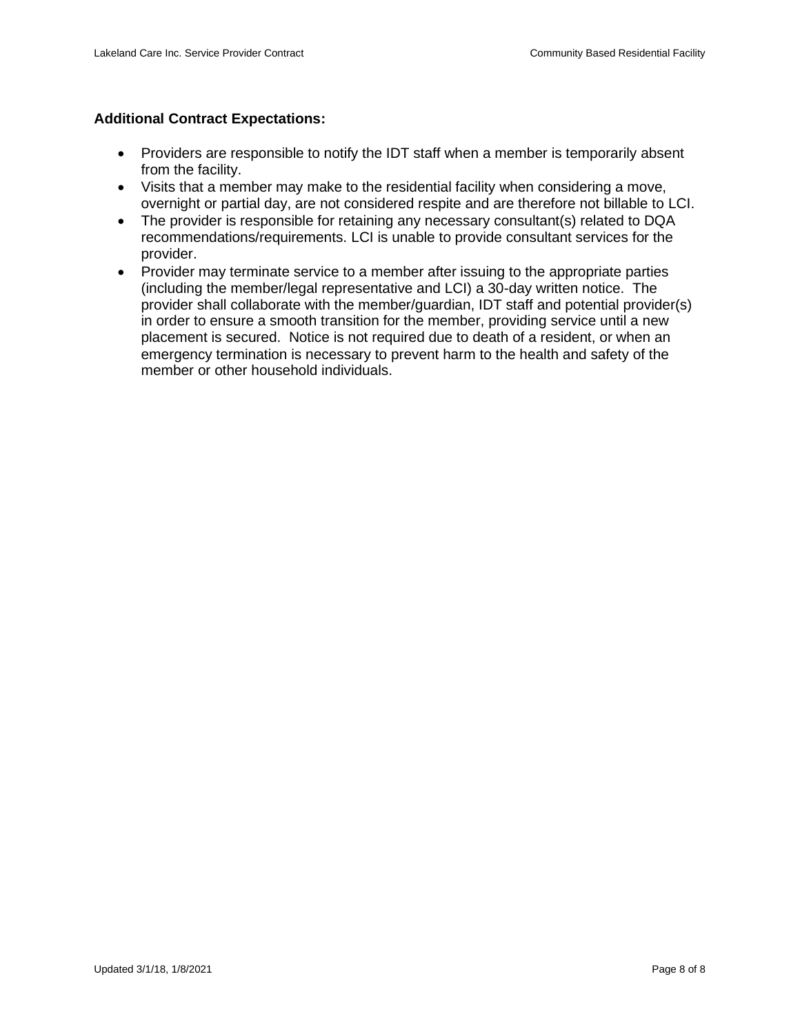**Additional Contract Expectations:**

- Providers are responsible to notify the IDT staff when a member is temporarily absent from the facility.
- Visits that a member may make to the residential facility when considering a move, overnight or partial day, are not considered respite and are therefore not billable to LCI.
- The provider is responsible for retaining any necessary consultant(s) related to DQA recommendations/requirements. LCI is unable to provide consultant services for the provider.
- Provider may terminate service to a member after issuing to the appropriate parties (including the member/legal representative and LCI) a 30-day written notice. The provider shall collaborate with the member/guardian, IDT staff and potential provider(s) in order to ensure a smooth transition for the member, providing service until a new placement is secured. Notice is not required due to death of a resident, or when an emergency termination is necessary to prevent harm to the health and safety of the member or other household individuals.